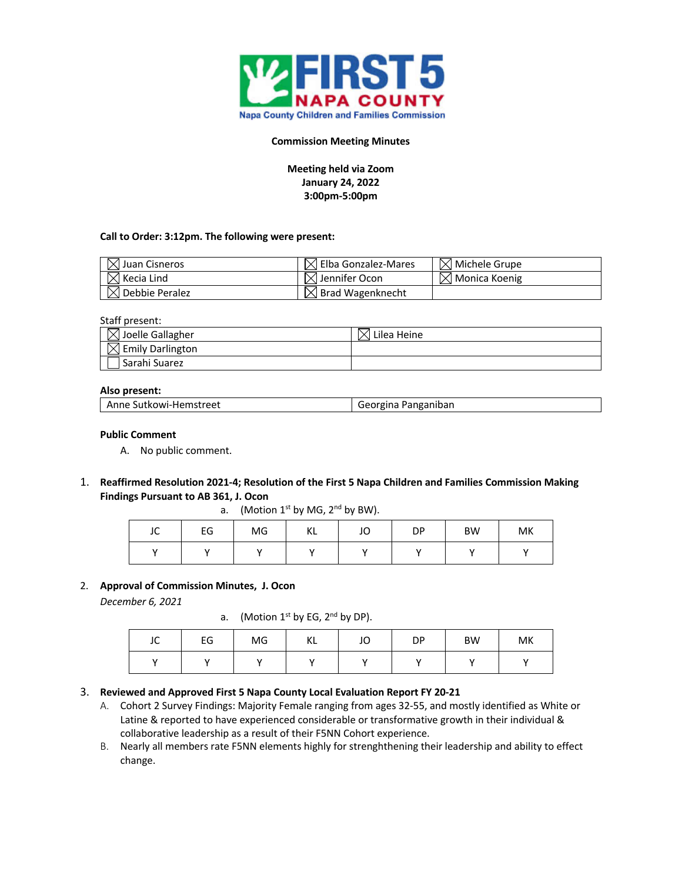FIRST 5 NAPA COUNTY

Napa County Children and Families Commission

**Commission Meeting Minutes**

**Meeting held via Zoom**
**January 24, 2022**
**3:00pm-5:00pm**

**Call to Order: 3:12pm. The following were present:**

| | | |
|---|---|---|
| ☒ Juan Cisneros | ☒ Elba Gonzalez-Mares | ☒ Michele Grupe |
| ☒ Kecia Lind | ☒ Jennifer Ocon | ☒ Monica Koenig |
| ☒ Debbie Peralez | ☒ Brad Wagenknecht | |

Staff present:

| | |
|---|---|
| ☒ Joelle Gallagher | ☒ Lilea Heine |
| ☒ Emily Darlington | |
| ☐ Sarahi Suarez | |

**Also present:**

| | |
|---|---|
| Anne Sutkowi-Hemstreet | Georgina Panganiban |

**Public Comment**

A. No public comment.

1. **Reaffirmed Resolution 2021-4; Resolution of the First 5 Napa Children and Families Commission Making Findings Pursuant to AB 361, J. Ocon**

   a. (Motion 1st by MG, 2nd by BW).

| JC | EG | MG | KL | JO | DP | BW | MK |
|---|---|---|---|---|---|---|---|
| Y | Y | Y | Y | Y | Y | Y | Y |

2. **Approval of Commission Minutes, J. Ocon**

   *December 6, 2021*

   a. (Motion 1st by EG, 2nd by DP).

| JC | EG | MG | KL | JO | DP | BW | MK |
|---|---|---|---|---|---|---|---|
| Y | Y | Y | Y | Y | Y | Y | Y |

3. **Reviewed and Approved First 5 Napa County Local Evaluation Report FY 20-21**

   A. Cohort 2 Survey Findings: Majority Female ranging from ages 32-55, and mostly identified as White or Latine & reported to have experienced considerable or transformative growth in their individual & collaborative leadership as a result of their F5NN Cohort experience.

   B. Nearly all members rate F5NN elements highly for strenghthening their leadership and ability to effect change.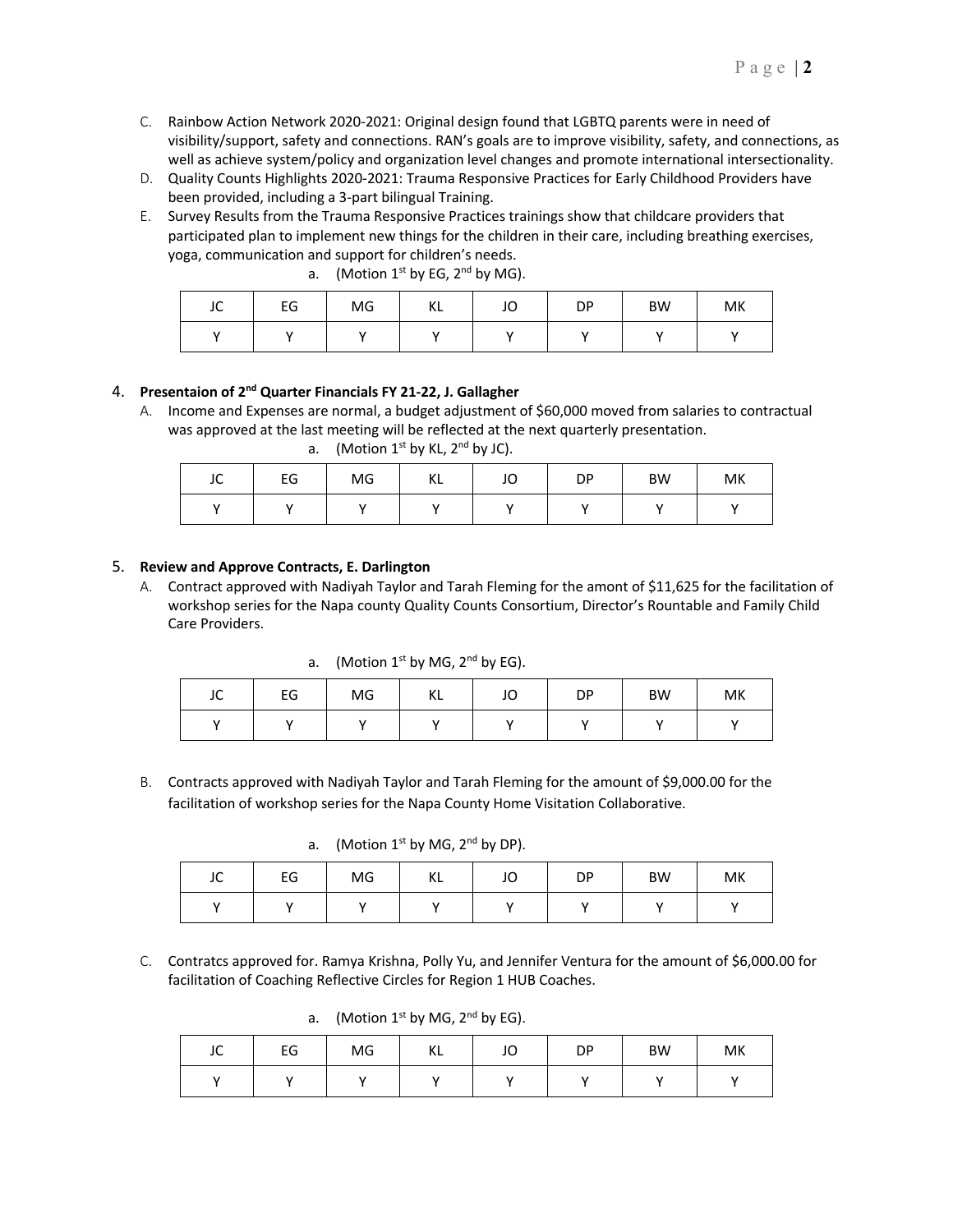C. Rainbow Action Network 2020-2021: Original design found that LGBTQ parents were in need of visibility/support, safety and connections. RAN's goals are to improve visibility, safety, and connections, as well as achieve system/policy and organization level changes and promote international intersectionality.

D. Quality Counts Highlights 2020-2021: Trauma Responsive Practices for Early Childhood Providers have been provided, including a 3-part bilingual Training.

E. Survey Results from the Trauma Responsive Practices trainings show that childcare providers that participated plan to implement new things for the children in their care, including breathing exercises, yoga, communication and support for children's needs.

a. (Motion 1st by EG, 2nd by MG).

| JC | EG | MG | KL | JO | DP | BW | MK |
|---|---|---|---|---|---|---|---|
| Y | Y | Y | Y | Y | Y | Y | Y |

4. **Presentaion of 2nd Quarter Financials FY 21-22, J. Gallagher**

A. Income and Expenses are normal, a budget adjustment of $60,000 moved from salaries to contractual was approved at the last meeting will be reflected at the next quarterly presentation.

a. (Motion 1st by KL, 2nd by JC).

| JC | EG | MG | KL | JO | DP | BW | MK |
|---|---|---|---|---|---|---|---|
| Y | Y | Y | Y | Y | Y | Y | Y |

5. **Review and Approve Contracts, E. Darlington**

A. Contract approved with Nadiyah Taylor and Tarah Fleming for the amont of $11,625 for the facilitation of workshop series for the Napa county Quality Counts Consortium, Director's Rountable and Family Child Care Providers.

a. (Motion 1st by MG, 2nd by EG).

| JC | EG | MG | KL | JO | DP | BW | MK |
|---|---|---|---|---|---|---|---|
| Y | Y | Y | Y | Y | Y | Y | Y |

B. Contracts approved with Nadiyah Taylor and Tarah Fleming for the amount of $9,000.00 for the facilitation of workshop series for the Napa County Home Visitation Collaborative.

a. (Motion 1st by MG, 2nd by DP).

| JC | EG | MG | KL | JO | DP | BW | MK |
|---|---|---|---|---|---|---|---|
| Y | Y | Y | Y | Y | Y | Y | Y |

C. Contratcs approved for. Ramya Krishna, Polly Yu, and Jennifer Ventura for the amount of $6,000.00 for facilitation of Coaching Reflective Circles for Region 1 HUB Coaches.

a. (Motion 1st by MG, 2nd by EG).

| JC | EG | MG | KL | JO | DP | BW | MK |
|---|---|---|---|---|---|---|---|
| Y | Y | Y | Y | Y | Y | Y | Y |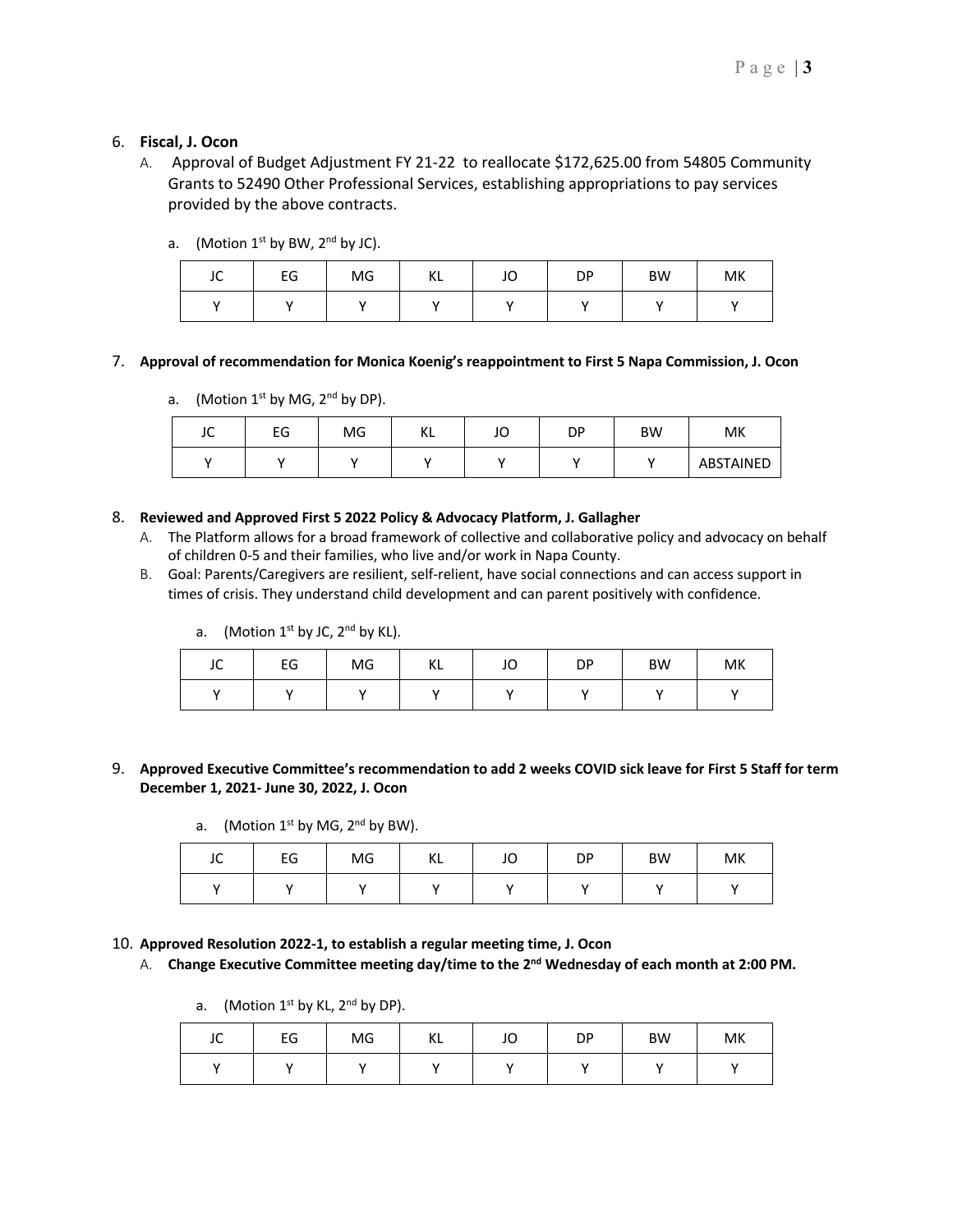6. **Fiscal, J. Ocon**
   A. Approval of Budget Adjustment FY 21-22 to reallocate $172,625.00 from 54805 Community Grants to 52490 Other Professional Services, establishing appropriations to pay services provided by the above contracts.

   a. (Motion 1st by BW, 2nd by JC).

| JC | EG | MG | KL | JO | DP | BW | MK |
|---|---|---|---|---|---|---|---|
| Y | Y | Y | Y | Y | Y | Y | Y |

7. **Approval of recommendation for Monica Koenig's reappointment to First 5 Napa Commission, J. Ocon**

   a. (Motion 1st by MG, 2nd by DP).

| JC | EG | MG | KL | JO | DP | BW | MK |
|---|---|---|---|---|---|---|---|
| Y | Y | Y | Y | Y | Y | Y | ABSTAINED |

8. **Reviewed and Approved First 5 2022 Policy & Advocacy Platform, J. Gallagher**
   A. The Platform allows for a broad framework of collective and collaborative policy and advocacy on behalf of children 0-5 and their families, who live and/or work in Napa County.
   B. Goal: Parents/Caregivers are resilient, self-relient, have social connections and can access support in times of crisis. They understand child development and can parent positively with confidence.

   a. (Motion 1st by JC, 2nd by KL).

| JC | EG | MG | KL | JO | DP | BW | MK |
|---|---|---|---|---|---|---|---|
| Y | Y | Y | Y | Y | Y | Y | Y |

9. **Approved Executive Committee's recommendation to add 2 weeks COVID sick leave for First 5 Staff for term December 1, 2021- June 30, 2022, J. Ocon**

   a. (Motion 1st by MG, 2nd by BW).

| JC | EG | MG | KL | JO | DP | BW | MK |
|---|---|---|---|---|---|---|---|
| Y | Y | Y | Y | Y | Y | Y | Y |

10. **Approved Resolution 2022-1, to establish a regular meeting time, J. Ocon**
    A. **Change Executive Committee meeting day/time to the 2nd Wednesday of each month at 2:00 PM.**

    a. (Motion 1st by KL, 2nd by DP).

| JC | EG | MG | KL | JO | DP | BW | MK |
|---|---|---|---|---|---|---|---|
| Y | Y | Y | Y | Y | Y | Y | Y |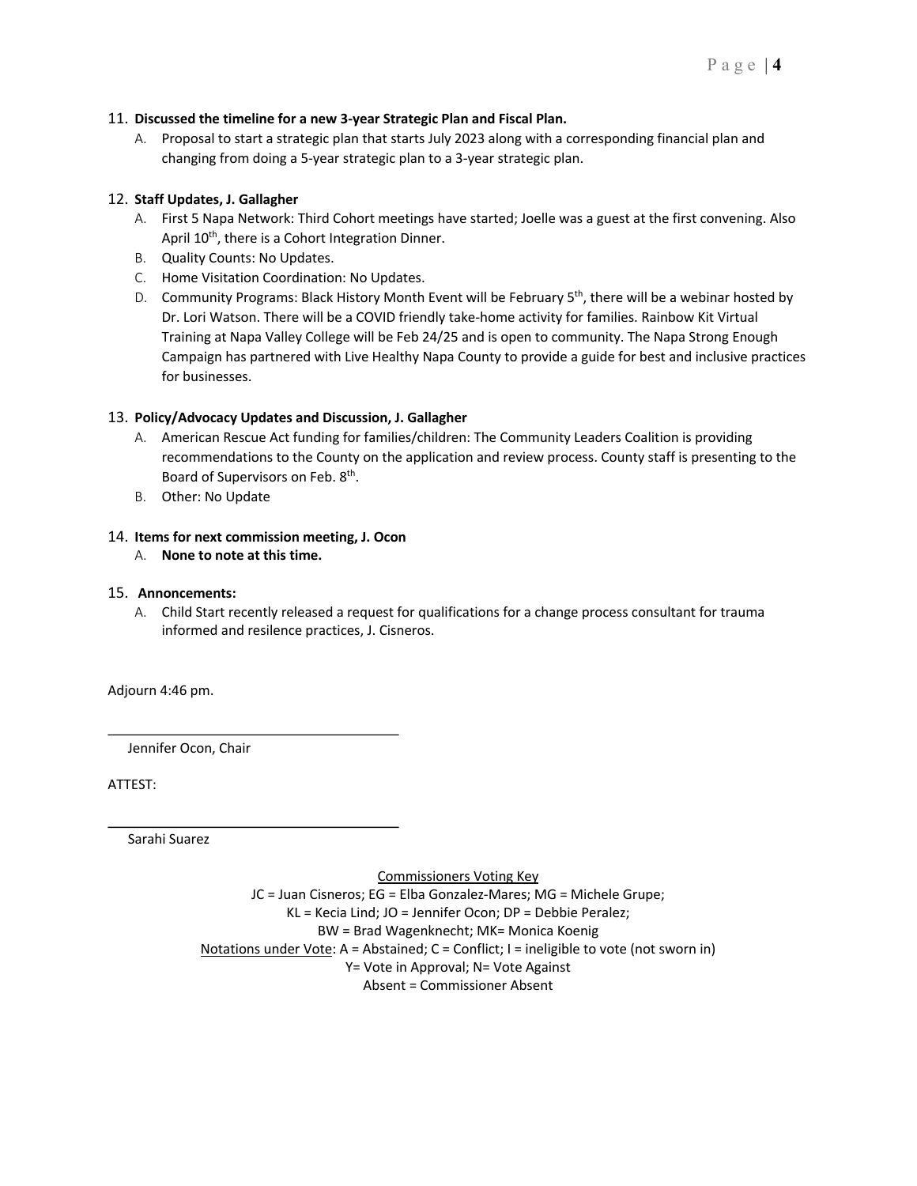11. **Discussed the timeline for a new 3-year Strategic Plan and Fiscal Plan.**
    A. Proposal to start a strategic plan that starts July 2023 along with a corresponding financial plan and changing from doing a 5-year strategic plan to a 3-year strategic plan.

12. **Staff Updates, J. Gallagher**
    A. First 5 Napa Network: Third Cohort meetings have started; Joelle was a guest at the first convening. Also April 10th, there is a Cohort Integration Dinner.
    B. Quality Counts: No Updates.
    C. Home Visitation Coordination: No Updates.
    D. Community Programs: Black History Month Event will be February 5th, there will be a webinar hosted by Dr. Lori Watson. There will be a COVID friendly take-home activity for families. Rainbow Kit Virtual Training at Napa Valley College will be Feb 24/25 and is open to community. The Napa Strong Enough Campaign has partnered with Live Healthy Napa County to provide a guide for best and inclusive practices for businesses.

13. **Policy/Advocacy Updates and Discussion, J. Gallagher**
    A. American Rescue Act funding for families/children: The Community Leaders Coalition is providing recommendations to the County on the application and review process. County staff is presenting to the Board of Supervisors on Feb. 8th.
    B. Other: No Update

14. **Items for next commission meeting, J. Ocon**
    A. **None to note at this time.**

15. **Annoncements:**
    A. Child Start recently released a request for qualifications for a change process consultant for trauma informed and resilence practices, J. Cisneros.

Adjourn 4:46 pm.

\_\_\_\_\_\_\_\_\_\_\_\_\_\_\_\_\_\_\_\_\_\_\_\_\_\_\_\_\_\_\_\_\_\_\_\_\_\_
Jennifer Ocon, Chair

ATTEST:

\_\_\_\_\_\_\_\_\_\_\_\_\_\_\_\_\_\_\_\_\_\_\_\_\_\_\_\_\_\_\_\_\_\_\_\_\_\_
Sarahi Suarez

Commissioners Voting Key

JC = Juan Cisneros; EG = Elba Gonzalez-Mares; MG = Michele Grupe;
KL = Kecia Lind; JO = Jennifer Ocon; DP = Debbie Peralez;
BW = Brad Wagenknecht; MK= Monica Koenig

Notations under Vote: A = Abstained; C = Conflict; I = ineligible to vote (not sworn in)
Y= Vote in Approval; N= Vote Against
Absent = Commissioner Absent